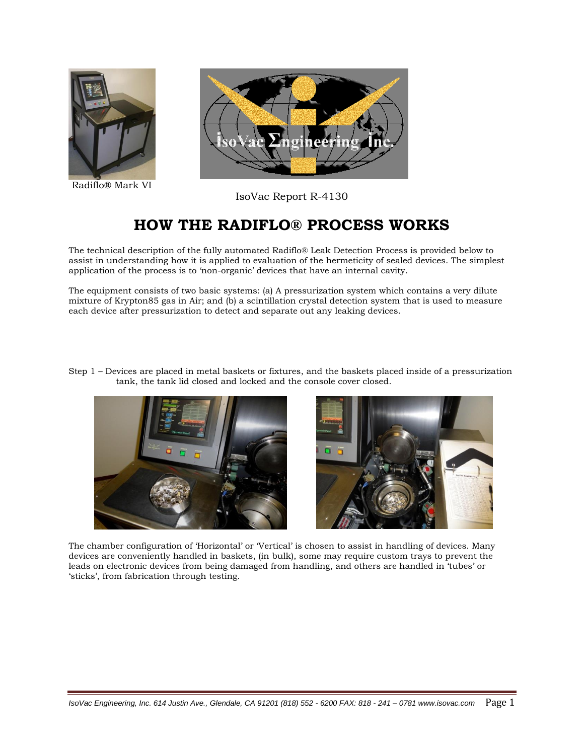Radiflo® Mark VI

IsoVac Report R-4130

# HOW THE RADIFLO® PROCESS WORKS

The technical description of the fully automated Radiflo® Leak Detection Process is provided below to assist in understanding how it is applied to evaluation of the hermeticity of sealed devices. The simplest application of the process is to 'non-organic' devices that have an internal cavity.

The equipment consists of two basic systems: (a) A pressurization system which contains a very dilute mixture of Krypton85 gas in Air; and (b) a scintillation crystal detection system that is used to measure each device after pressurization to detect and separate out any leaking devices.

Step 1 – Devices are placed in metal baskets or fixtures, and the baskets placed inside of a pressurization tank, the tank lid closed and locked and the console cover closed.

The chamber configuration of 'Horizontal' or 'Vertical' is chosen to assist in handling of devices. Many devices are conveniently handled in baskets, (in bulk), some may require custom trays to prevent the leads on electronic devices from being damaged from handling, and others are handled in 'tubes' or 'sticks', from fabrication through testing.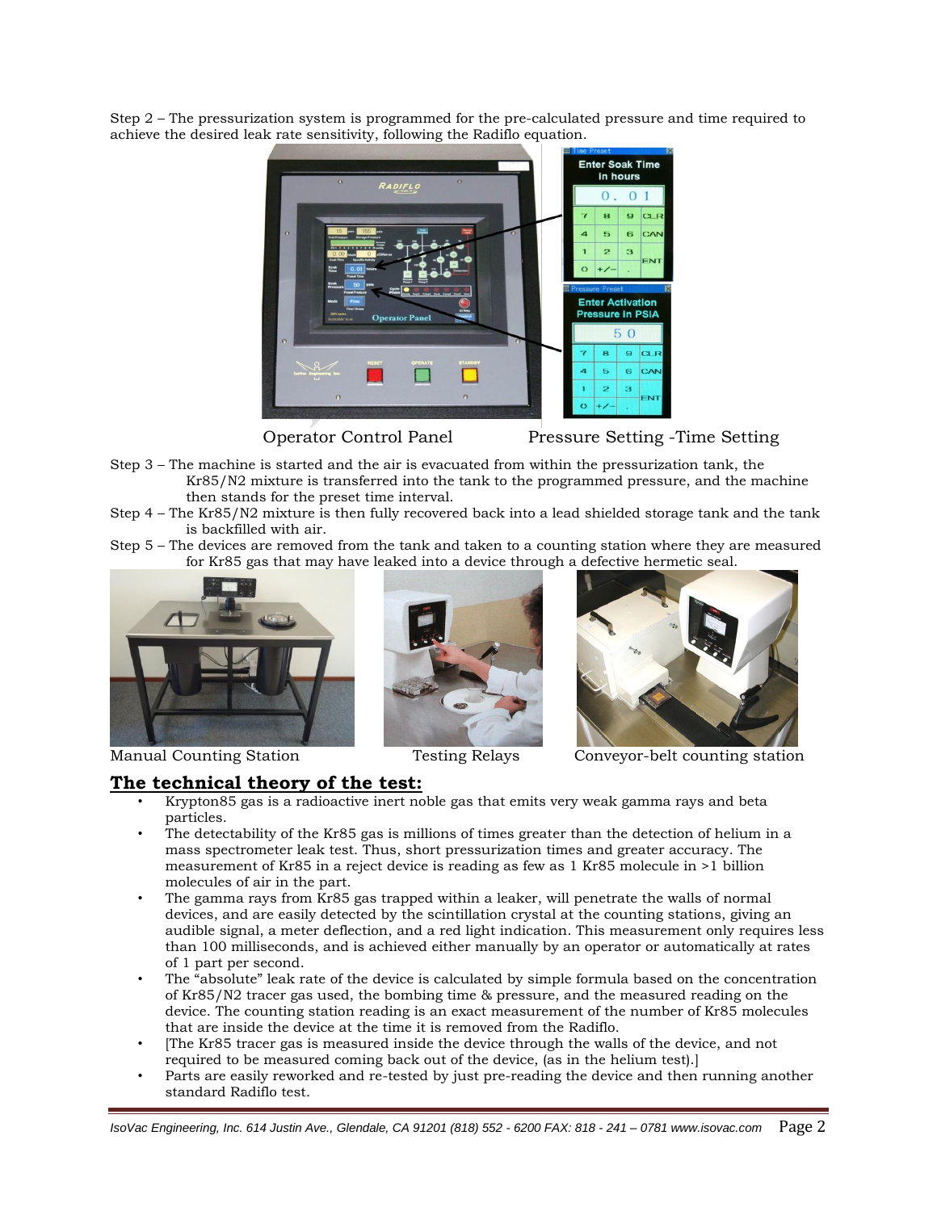Step 2 – The pressurization system is programmed for the pre-calculated pressure and time required to achieve the desired leak rate sensitivity, following the Radiflo equation.

Operator Control Panel Pressure Setting -Time Setting

Step 3 – The machine is started and the air is evacuated from within the pressurization tank, the Kr85/N2 mixture is transferred into the tank to the programmed pressure, and the machine then stands for the preset time interval.

Step 4 – The Kr85/N2 mixture is then fully recovered back into a lead shielded storage tank and the tank is backfilled with air.

Step 5 – The devices are removed from the tank and taken to a counting station where they are measured for Kr85 gas that may have leaked into a device through a defective hermetic seal.

Manual Counting Station Testing Relays Conveyor-belt counting station

## The technical theory of the test:

- Krypton85 gas is a radioactive inert noble gas that emits very weak gamma rays and beta particles.
- The detectability of the Kr85 gas is millions of times greater than the detection of helium in a mass spectrometer leak test. Thus, short pressurization times and greater accuracy. The measurement of Kr85 in a reject device is reading as few as 1 Kr85 molecule in >1 billion molecules of air in the part.
- The gamma rays from Kr85 gas trapped within a leaker, will penetrate the walls of normal devices, and are easily detected by the scintillation crystal at the counting stations, giving an audible signal, a meter deflection, and a red light indication. This measurement only requires less than 100 milliseconds, and is achieved either manually by an operator or automatically at rates of 1 part per second.
- The "absolute" leak rate of the device is calculated by simple formula based on the concentration of Kr85/N2 tracer gas used, the bombing time & pressure, and the measured reading on the device. The counting station reading is an exact measurement of the number of Kr85 molecules that are inside the device at the time it is removed from the Radiflo.
- [The Kr85 tracer gas is measured inside the device through the walls of the device, and not required to be measured coming back out of the device, (as in the helium test).]
- Parts are easily reworked and re-tested by just pre-reading the device and then running another standard Radiflo test.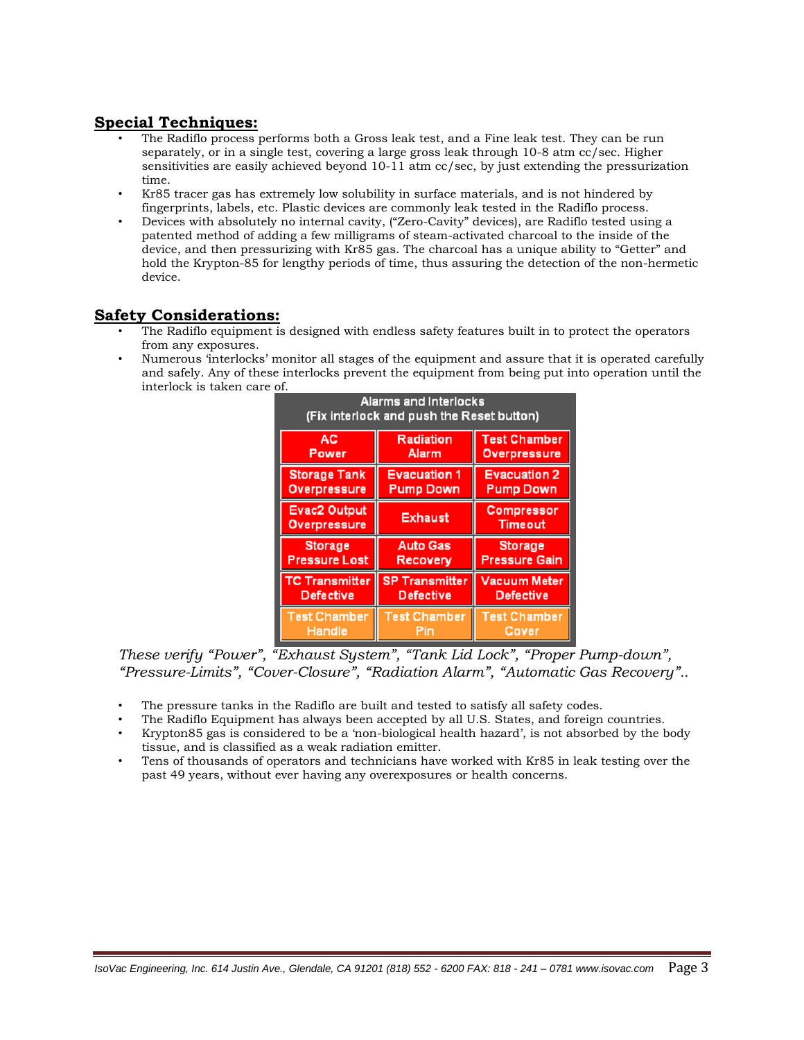## Special Techniques:

- The Radiflo process performs both a Gross leak test, and a Fine leak test. They can be run separately, or in a single test, covering a large gross leak through 10-8 atm cc/sec. Higher sensitivities are easily achieved beyond 10-11 atm cc/sec, by just extending the pressurization time.
- Kr85 tracer gas has extremely low solubility in surface materials, and is not hindered by fingerprints, labels, etc. Plastic devices are commonly leak tested in the Radiflo process.
- Devices with absolutely no internal cavity, ("Zero-Cavity" devices), are Radiflo tested using a patented method of adding a few milligrams of steam-activated charcoal to the inside of the device, and then pressurizing with Kr85 gas. The charcoal has a unique ability to "Getter" and hold the Krypton-85 for lengthy periods of time, thus assuring the detection of the non-hermetic device.

## Safety Considerations:

- The Radiflo equipment is designed with endless safety features built in to protect the operators from any exposures.
- Numerous 'interlocks' monitor all stages of the equipment and assure that it is operated carefully and safely. Any of these interlocks prevent the equipment from being put into operation until the interlock is taken care of.

**Alarms and Interlocks**
**(Fix interlock and push the Reset button)**

| | | |
|---|---|---|
| AC Power | Radiation Alarm | Test Chamber Overpressure |
| Storage Tank Overpressure | Evacuation 1 Pump Down | Evacuation 2 Pump Down |
| Evac2 Output Overpressure | Exhaust | Compressor Timeout |
| Storage Pressure Lost | Auto Gas Recovery | Storage Pressure Gain |
| TC Transmitter Defective | SP Transmitter Defective | Vacuum Meter Defective |
| Test Chamber Handle | Test Chamber Pin | Test Chamber Cover |

*These verify "Power", "Exhaust System", "Tank Lid Lock", "Proper Pump-down", "Pressure-Limits", "Cover-Closure", "Radiation Alarm", "Automatic Gas Recovery"..*

- The pressure tanks in the Radiflo are built and tested to satisfy all safety codes.
- The Radiflo Equipment has always been accepted by all U.S. States, and foreign countries.
- Krypton85 gas is considered to be a 'non-biological health hazard', is not absorbed by the body tissue, and is classified as a weak radiation emitter.
- Tens of thousands of operators and technicians have worked with Kr85 in leak testing over the past 49 years, without ever having any overexposures or health concerns.

*IsoVac Engineering, Inc. 614 Justin Ave., Glendale, CA 91201 (818) 552 - 6200 FAX: 818 - 241 – 0781 www.isovac.com*